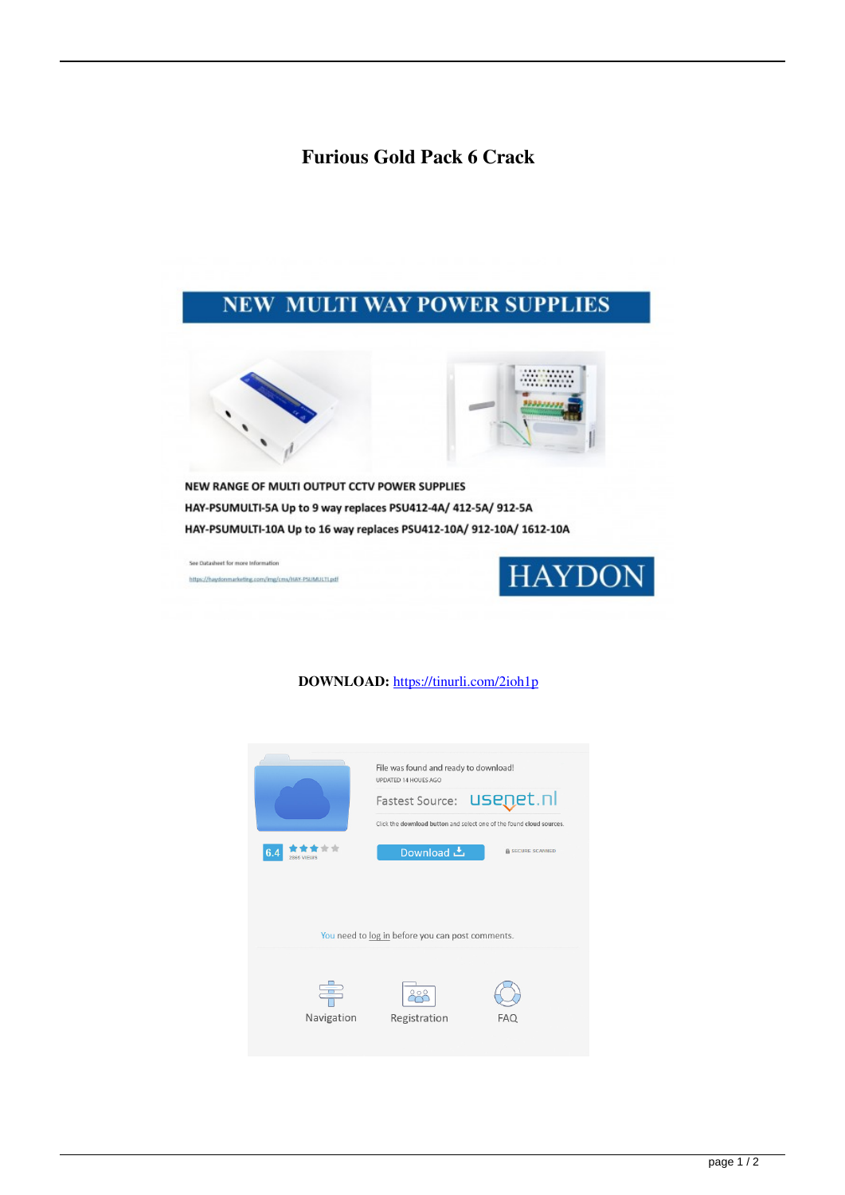# Furious Gold Pack 6 Crack

**DOWNLOAD:** https://tinurli.com/2ioh1p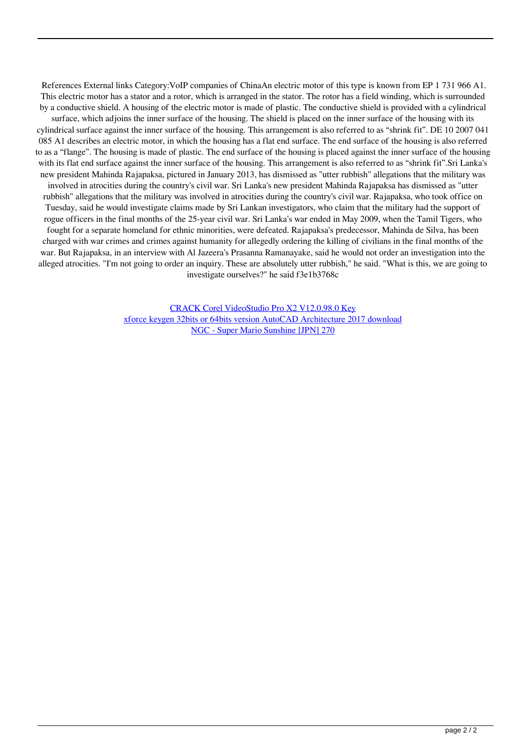References External links Category:VoIP companies of ChinaAn electric motor of this type is known from EP 1 731 966 A1. This electric motor has a stator and a rotor, which is arranged in the stator. The rotor has a field winding, which is surrounded by a conductive shield. A housing of the electric motor is made of plastic. The conductive shield is provided with a cylindrical surface, which adjoins the inner surface of the housing. The shield is placed on the inner surface of the housing with its cylindrical surface against the inner surface of the housing. This arrangement is also referred to as "shrink fit". DE 10 2007 041 085 A1 describes an electric motor, in which the housing has a flat end surface. The end surface of the housing is also referred to as a "flange". The housing is made of plastic. The end surface of the housing is placed against the inner surface of the housing with its flat end surface against the inner surface of the housing. This arrangement is also referred to as "shrink fit".Sri Lanka's new president Mahinda Rajapaksa, pictured in January 2013, has dismissed as "utter rubbish" allegations that the military was involved in atrocities during the country's civil war. Sri Lanka's new president Mahinda Rajapaksa has dismissed as "utter rubbish" allegations that the military was involved in atrocities during the country's civil war. Rajapaksa, who took office on Tuesday, said he would investigate claims made by Sri Lankan investigators, who claim that the military had the support of rogue officers in the final months of the 25-year civil war. Sri Lanka's war ended in May 2009, when the Tamil Tigers, who fought for a separate homeland for ethnic minorities, were defeated. Rajapaksa's predecessor, Mahinda de Silva, has been charged with war crimes and crimes against humanity for allegedly ordering the killing of civilians in the final months of the war. But Rajapaksa, in an interview with Al Jazeera's Prasanna Ramanayake, said he would not order an investigation into the alleged atrocities. "I'm not going to order an inquiry. These are absolutely utter rubbish," he said. "What is this, we are going to investigate ourselves?" he said f3e1b3768c

CRACK Corel VideoStudio Pro X2 V12.0.98.0 Key
xforce keygen 32bits or 64bits version AutoCAD Architecture 2017 download
NGC - Super Mario Sunshine [JPN] 270